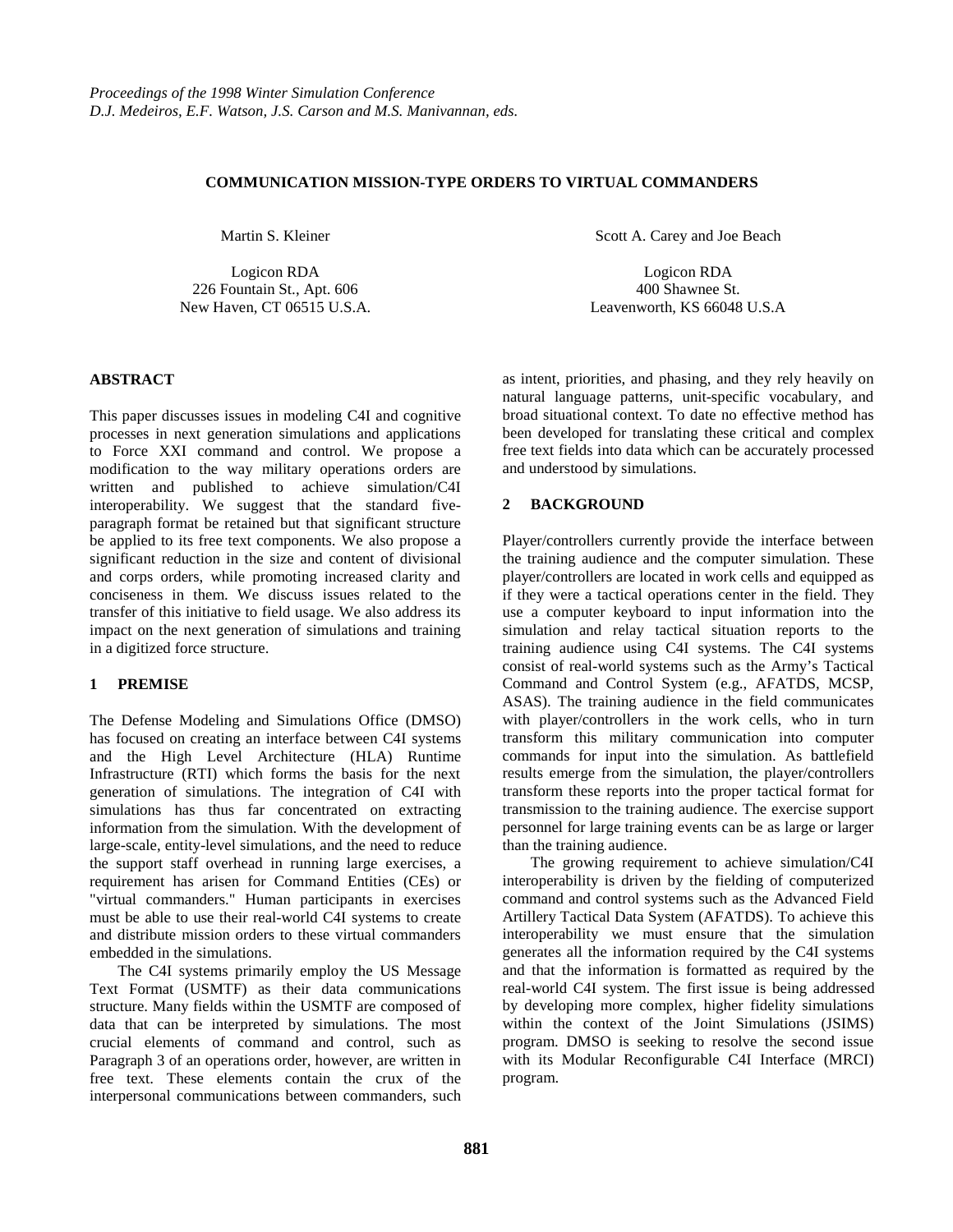*Proceedings of the 1998 Winter Simulation Conference*
*D.J. Medeiros, E.F. Watson, J.S. Carson and M.S. Manivannan, eds.*

# COMMUNICATION MISSION-TYPE ORDERS TO VIRTUAL COMMANDERS

Martin S. Kleiner

Logicon RDA
226 Fountain St., Apt. 606
New Haven, CT 06515 U.S.A.

Scott A. Carey and Joe Beach

Logicon RDA
400 Shawnee St.
Leavenworth, KS 66048 U.S.A

## ABSTRACT

This paper discusses issues in modeling C4I and cognitive processes in next generation simulations and applications to Force XXI command and control. We propose a modification to the way military operations orders are written and published to achieve simulation/C4I interoperability. We suggest that the standard five-paragraph format be retained but that significant structure be applied to its free text components. We also propose a significant reduction in the size and content of divisional and corps orders, while promoting increased clarity and conciseness in them. We discuss issues related to the transfer of this initiative to field usage. We also address its impact on the next generation of simulations and training in a digitized force structure.

## 1 PREMISE

The Defense Modeling and Simulations Office (DMSO) has focused on creating an interface between C4I systems and the High Level Architecture (HLA) Runtime Infrastructure (RTI) which forms the basis for the next generation of simulations. The integration of C4I with simulations has thus far concentrated on extracting information from the simulation. With the development of large-scale, entity-level simulations, and the need to reduce the support staff overhead in running large exercises, a requirement has arisen for Command Entities (CEs) or "virtual commanders." Human participants in exercises must be able to use their real-world C4I systems to create and distribute mission orders to these virtual commanders embedded in the simulations.

The C4I systems primarily employ the US Message Text Format (USMTF) as their data communications structure. Many fields within the USMTF are composed of data that can be interpreted by simulations. The most crucial elements of command and control, such as Paragraph 3 of an operations order, however, are written in free text. These elements contain the crux of the interpersonal communications between commanders, such as intent, priorities, and phasing, and they rely heavily on natural language patterns, unit-specific vocabulary, and broad situational context. To date no effective method has been developed for translating these critical and complex free text fields into data which can be accurately processed and understood by simulations.

## 2 BACKGROUND

Player/controllers currently provide the interface between the training audience and the computer simulation. These player/controllers are located in work cells and equipped as if they were a tactical operations center in the field. They use a computer keyboard to input information into the simulation and relay tactical situation reports to the training audience using C4I systems. The C4I systems consist of real-world systems such as the Army's Tactical Command and Control System (e.g., AFATDS, MCSP, ASAS). The training audience in the field communicates with player/controllers in the work cells, who in turn transform this military communication into computer commands for input into the simulation. As battlefield results emerge from the simulation, the player/controllers transform these reports into the proper tactical format for transmission to the training audience. The exercise support personnel for large training events can be as large or larger than the training audience.

The growing requirement to achieve simulation/C4I interoperability is driven by the fielding of computerized command and control systems such as the Advanced Field Artillery Tactical Data System (AFATDS). To achieve this interoperability we must ensure that the simulation generates all the information required by the C4I systems and that the information is formatted as required by the real-world C4I system. The first issue is being addressed by developing more complex, higher fidelity simulations within the context of the Joint Simulations (JSIMS) program. DMSO is seeking to resolve the second issue with its Modular Reconfigurable C4I Interface (MRCI) program.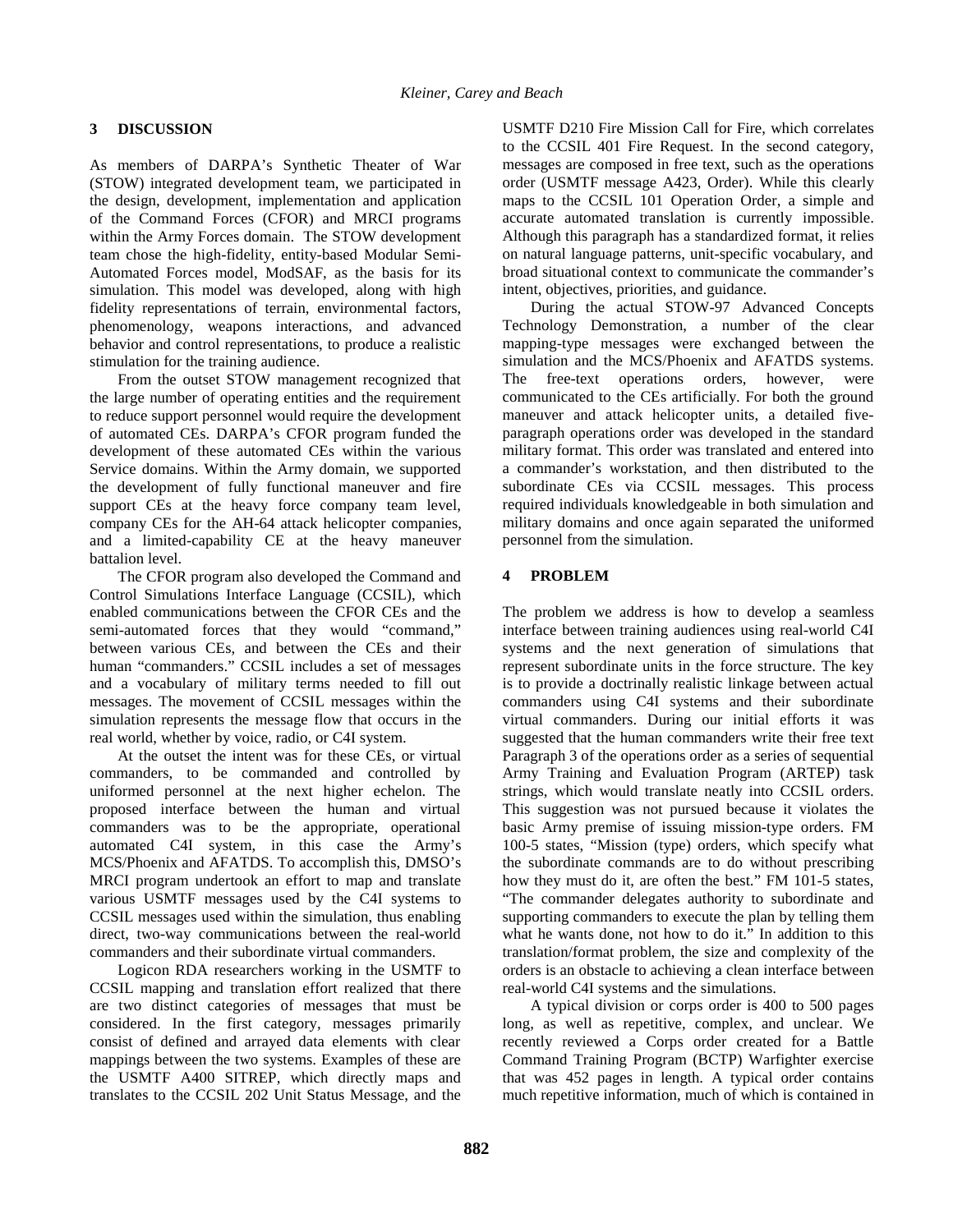## 3 DISCUSSION

As members of DARPA's Synthetic Theater of War (STOW) integrated development team, we participated in the design, development, implementation and application of the Command Forces (CFOR) and MRCI programs within the Army Forces domain. The STOW development team chose the high-fidelity, entity-based Modular Semi-Automated Forces model, ModSAF, as the basis for its simulation. This model was developed, along with high fidelity representations of terrain, environmental factors, phenomenology, weapons interactions, and advanced behavior and control representations, to produce a realistic stimulation for the training audience.

From the outset STOW management recognized that the large number of operating entities and the requirement to reduce support personnel would require the development of automated CEs. DARPA's CFOR program funded the development of these automated CEs within the various Service domains. Within the Army domain, we supported the development of fully functional maneuver and fire support CEs at the heavy force company team level, company CEs for the AH-64 attack helicopter companies, and a limited-capability CE at the heavy maneuver battalion level.

The CFOR program also developed the Command and Control Simulations Interface Language (CCSIL), which enabled communications between the CFOR CEs and the semi-automated forces that they would "command," between various CEs, and between the CEs and their human "commanders." CCSIL includes a set of messages and a vocabulary of military terms needed to fill out messages. The movement of CCSIL messages within the simulation represents the message flow that occurs in the real world, whether by voice, radio, or C4I system.

At the outset the intent was for these CEs, or virtual commanders, to be commanded and controlled by uniformed personnel at the next higher echelon. The proposed interface between the human and virtual commanders was to be the appropriate, operational automated C4I system, in this case the Army's MCS/Phoenix and AFATDS. To accomplish this, DMSO's MRCI program undertook an effort to map and translate various USMTF messages used by the C4I systems to CCSIL messages used within the simulation, thus enabling direct, two-way communications between the real-world commanders and their subordinate virtual commanders.

Logicon RDA researchers working in the USMTF to CCSIL mapping and translation effort realized that there are two distinct categories of messages that must be considered. In the first category, messages primarily consist of defined and arrayed data elements with clear mappings between the two systems. Examples of these are the USMTF A400 SITREP, which directly maps and translates to the CCSIL 202 Unit Status Message, and the USMTF D210 Fire Mission Call for Fire, which correlates to the CCSIL 401 Fire Request. In the second category, messages are composed in free text, such as the operations order (USMTF message A423, Order). While this clearly maps to the CCSIL 101 Operation Order, a simple and accurate automated translation is currently impossible. Although this paragraph has a standardized format, it relies on natural language patterns, unit-specific vocabulary, and broad situational context to communicate the commander's intent, objectives, priorities, and guidance.

During the actual STOW-97 Advanced Concepts Technology Demonstration, a number of the clear mapping-type messages were exchanged between the simulation and the MCS/Phoenix and AFATDS systems. The free-text operations orders, however, were communicated to the CEs artificially. For both the ground maneuver and attack helicopter units, a detailed five-paragraph operations order was developed in the standard military format. This order was translated and entered into a commander's workstation, and then distributed to the subordinate CEs via CCSIL messages. This process required individuals knowledgeable in both simulation and military domains and once again separated the uniformed personnel from the simulation.

## 4 PROBLEM

The problem we address is how to develop a seamless interface between training audiences using real-world C4I systems and the next generation of simulations that represent subordinate units in the force structure. The key is to provide a doctrinally realistic linkage between actual commanders using C4I systems and their subordinate virtual commanders. During our initial efforts it was suggested that the human commanders write their free text Paragraph 3 of the operations order as a series of sequential Army Training and Evaluation Program (ARTEP) task strings, which would translate neatly into CCSIL orders. This suggestion was not pursued because it violates the basic Army premise of issuing mission-type orders. FM 100-5 states, "Mission (type) orders, which specify what the subordinate commands are to do without prescribing how they must do it, are often the best." FM 101-5 states, "The commander delegates authority to subordinate and supporting commanders to execute the plan by telling them what he wants done, not how to do it." In addition to this translation/format problem, the size and complexity of the orders is an obstacle to achieving a clean interface between real-world C4I systems and the simulations.

A typical division or corps order is 400 to 500 pages long, as well as repetitive, complex, and unclear. We recently reviewed a Corps order created for a Battle Command Training Program (BCTP) Warfighter exercise that was 452 pages in length. A typical order contains much repetitive information, much of which is contained in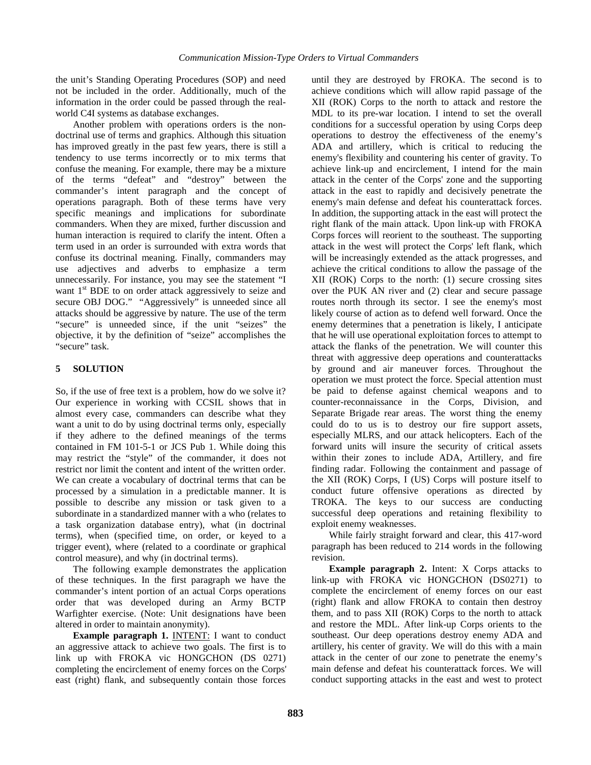the unit's Standing Operating Procedures (SOP) and need not be included in the order. Additionally, much of the information in the order could be passed through the real-world C4I systems as database exchanges.

Another problem with operations orders is the non-doctrinal use of terms and graphics. Although this situation has improved greatly in the past few years, there is still a tendency to use terms incorrectly or to mix terms that confuse the meaning. For example, there may be a mixture of the terms "defeat" and "destroy" between the commander's intent paragraph and the concept of operations paragraph. Both of these terms have very specific meanings and implications for subordinate commanders. When they are mixed, further discussion and human interaction is required to clarify the intent. Often a term used in an order is surrounded with extra words that confuse its doctrinal meaning. Finally, commanders may use adjectives and adverbs to emphasize a term unnecessarily. For instance, you may see the statement "I want 1st BDE to on order attack aggressively to seize and secure OBJ DOG." "Aggressively" is unneeded since all attacks should be aggressive by nature. The use of the term "secure" is unneeded since, if the unit "seizes" the objective, it by the definition of "seize" accomplishes the "secure" task.

## 5 SOLUTION

So, if the use of free text is a problem, how do we solve it? Our experience in working with CCSIL shows that in almost every case, commanders can describe what they want a unit to do by using doctrinal terms only, especially if they adhere to the defined meanings of the terms contained in FM 101-5-1 or JCS Pub 1. While doing this may restrict the "style" of the commander, it does not restrict nor limit the content and intent of the written order. We can create a vocabulary of doctrinal terms that can be processed by a simulation in a predictable manner. It is possible to describe any mission or task given to a subordinate in a standardized manner with a who (relates to a task organization database entry), what (in doctrinal terms), when (specified time, on order, or keyed to a trigger event), where (related to a coordinate or graphical control measure), and why (in doctrinal terms).

The following example demonstrates the application of these techniques. In the first paragraph we have the commander's intent portion of an actual Corps operations order that was developed during an Army BCTP Warfighter exercise. (Note: Unit designations have been altered in order to maintain anonymity).

**Example paragraph 1.** INTENT: I want to conduct an aggressive attack to achieve two goals. The first is to link up with FROKA vic HONGCHON (DS 0271) completing the encirclement of enemy forces on the Corps' east (right) flank, and subsequently contain those forces until they are destroyed by FROKA. The second is to achieve conditions which will allow rapid passage of the XII (ROK) Corps to the north to attack and restore the MDL to its pre-war location. I intend to set the overall conditions for a successful operation by using Corps deep operations to destroy the effectiveness of the enemy's ADA and artillery, which is critical to reducing the enemy's flexibility and countering his center of gravity. To achieve link-up and encirclement, I intend for the main attack in the center of the Corps' zone and the supporting attack in the east to rapidly and decisively penetrate the enemy's main defense and defeat his counterattack forces. In addition, the supporting attack in the east will protect the right flank of the main attack. Upon link-up with FROKA Corps forces will reorient to the southeast. The supporting attack in the west will protect the Corps' left flank, which will be increasingly extended as the attack progresses, and achieve the critical conditions to allow the passage of the XII (ROK) Corps to the north: (1) secure crossing sites over the PUK AN river and (2) clear and secure passage routes north through its sector. I see the enemy's most likely course of action as to defend well forward. Once the enemy determines that a penetration is likely, I anticipate that he will use operational exploitation forces to attempt to attack the flanks of the penetration. We will counter this threat with aggressive deep operations and counterattacks by ground and air maneuver forces. Throughout the operation we must protect the force. Special attention must be paid to defense against chemical weapons and to counter-reconnaissance in the Corps, Division, and Separate Brigade rear areas. The worst thing the enemy could do to us is to destroy our fire support assets, especially MLRS, and our attack helicopters. Each of the forward units will insure the security of critical assets within their zones to include ADA, Artillery, and fire finding radar. Following the containment and passage of the XII (ROK) Corps, I (US) Corps will posture itself to conduct future offensive operations as directed by TROKA. The keys to our success are conducting successful deep operations and retaining flexibility to exploit enemy weaknesses.

While fairly straight forward and clear, this 417-word paragraph has been reduced to 214 words in the following revision.

**Example paragraph 2.** Intent: X Corps attacks to link-up with FROKA vic HONGCHON (DS0271) to complete the encirclement of enemy forces on our east (right) flank and allow FROKA to contain then destroy them, and to pass XII (ROK) Corps to the north to attack and restore the MDL. After link-up Corps orients to the southeast. Our deep operations destroy enemy ADA and artillery, his center of gravity. We will do this with a main attack in the center of our zone to penetrate the enemy's main defense and defeat his counterattack forces. We will conduct supporting attacks in the east and west to protect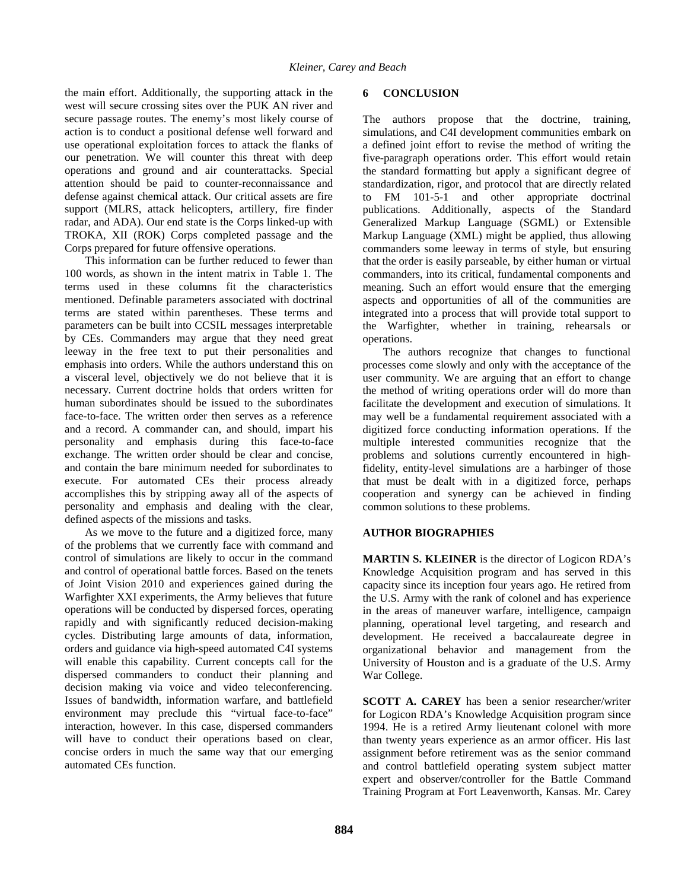the main effort. Additionally, the supporting attack in the west will secure crossing sites over the PUK AN river and secure passage routes. The enemy's most likely course of action is to conduct a positional defense well forward and use operational exploitation forces to attack the flanks of our penetration. We will counter this threat with deep operations and ground and air counterattacks. Special attention should be paid to counter-reconnaissance and defense against chemical attack. Our critical assets are fire support (MLRS, attack helicopters, artillery, fire finder radar, and ADA). Our end state is the Corps linked-up with TROKA, XII (ROK) Corps completed passage and the Corps prepared for future offensive operations.

This information can be further reduced to fewer than 100 words, as shown in the intent matrix in Table 1. The terms used in these columns fit the characteristics mentioned. Definable parameters associated with doctrinal terms are stated within parentheses. These terms and parameters can be built into CCSIL messages interpretable by CEs. Commanders may argue that they need great leeway in the free text to put their personalities and emphasis into orders. While the authors understand this on a visceral level, objectively we do not believe that it is necessary. Current doctrine holds that orders written for human subordinates should be issued to the subordinates face-to-face. The written order then serves as a reference and a record. A commander can, and should, impart his personality and emphasis during this face-to-face exchange. The written order should be clear and concise, and contain the bare minimum needed for subordinates to execute. For automated CEs their process already accomplishes this by stripping away all of the aspects of personality and emphasis and dealing with the clear, defined aspects of the missions and tasks.

As we move to the future and a digitized force, many of the problems that we currently face with command and control of simulations are likely to occur in the command and control of operational battle forces. Based on the tenets of Joint Vision 2010 and experiences gained during the Warfighter XXI experiments, the Army believes that future operations will be conducted by dispersed forces, operating rapidly and with significantly reduced decision-making cycles. Distributing large amounts of data, information, orders and guidance via high-speed automated C4I systems will enable this capability. Current concepts call for the dispersed commanders to conduct their planning and decision making via voice and video teleconferencing. Issues of bandwidth, information warfare, and battlefield environment may preclude this "virtual face-to-face" interaction, however. In this case, dispersed commanders will have to conduct their operations based on clear, concise orders in much the same way that our emerging automated CEs function.

## 6 CONCLUSION

The authors propose that the doctrine, training, simulations, and C4I development communities embark on a defined joint effort to revise the method of writing the five-paragraph operations order. This effort would retain the standard formatting but apply a significant degree of standardization, rigor, and protocol that are directly related to FM 101-5-1 and other appropriate doctrinal publications. Additionally, aspects of the Standard Generalized Markup Language (SGML) or Extensible Markup Language (XML) might be applied, thus allowing commanders some leeway in terms of style, but ensuring that the order is easily parseable, by either human or virtual commanders, into its critical, fundamental components and meaning. Such an effort would ensure that the emerging aspects and opportunities of all of the communities are integrated into a process that will provide total support to the Warfighter, whether in training, rehearsals or operations.

The authors recognize that changes to functional processes come slowly and only with the acceptance of the user community. We are arguing that an effort to change the method of writing operations order will do more than facilitate the development and execution of simulations. It may well be a fundamental requirement associated with a digitized force conducting information operations. If the multiple interested communities recognize that the problems and solutions currently encountered in high-fidelity, entity-level simulations are a harbinger of those that must be dealt with in a digitized force, perhaps cooperation and synergy can be achieved in finding common solutions to these problems.

## AUTHOR BIOGRAPHIES

**MARTIN S. KLEINER** is the director of Logicon RDA's Knowledge Acquisition program and has served in this capacity since its inception four years ago. He retired from the U.S. Army with the rank of colonel and has experience in the areas of maneuver warfare, intelligence, campaign planning, operational level targeting, and research and development. He received a baccalaureate degree in organizational behavior and management from the University of Houston and is a graduate of the U.S. Army War College.

**SCOTT A. CAREY** has been a senior researcher/writer for Logicon RDA's Knowledge Acquisition program since 1994. He is a retired Army lieutenant colonel with more than twenty years experience as an armor officer. His last assignment before retirement was as the senior command and control battlefield operating system subject matter expert and observer/controller for the Battle Command Training Program at Fort Leavenworth, Kansas. Mr. Carey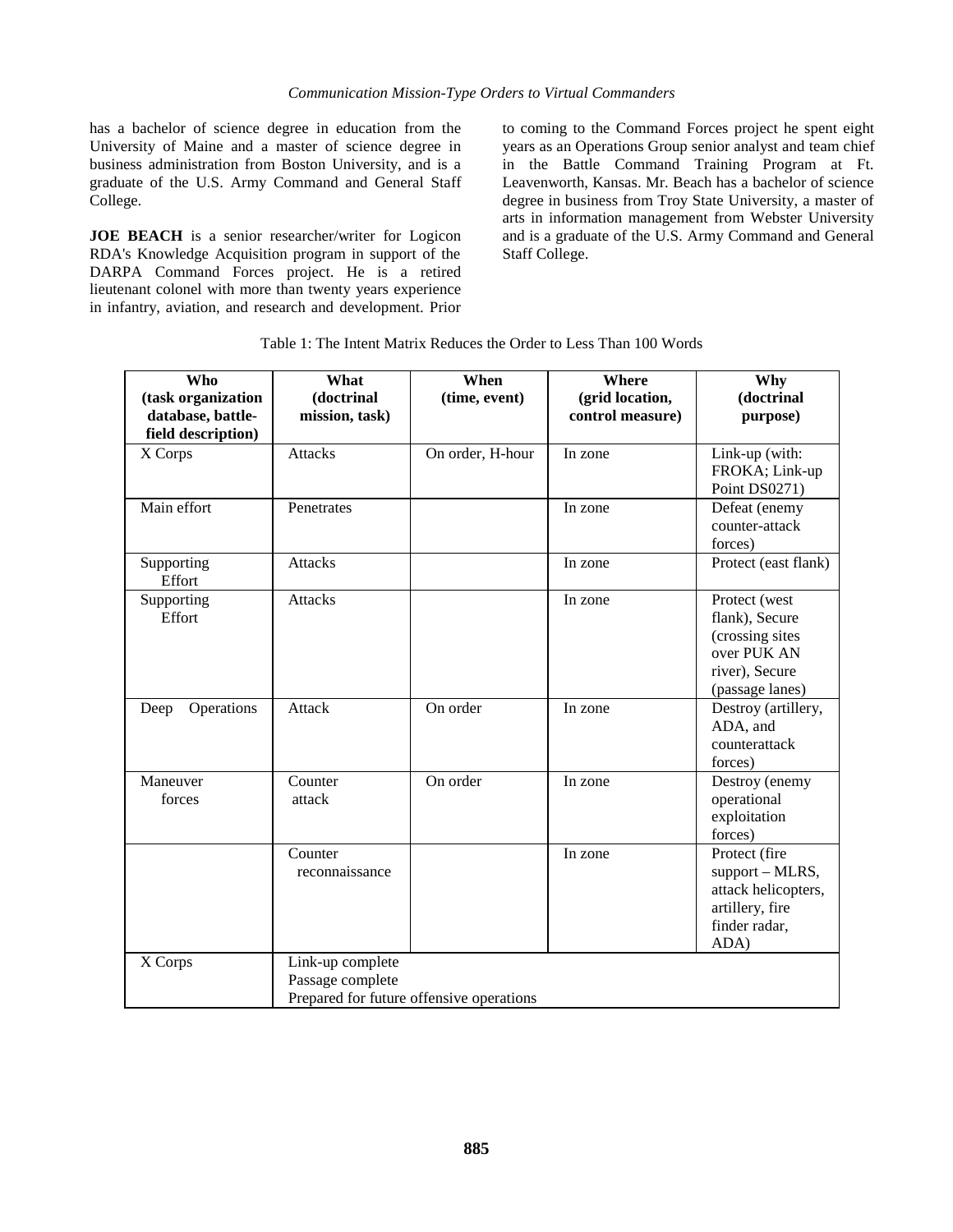has a bachelor of science degree in education from the University of Maine and a master of science degree in business administration from Boston University, and is a graduate of the U.S. Army Command and General Staff College.

**JOE BEACH** is a senior researcher/writer for Logicon RDA's Knowledge Acquisition program in support of the DARPA Command Forces project. He is a retired lieutenant colonel with more than twenty years experience in infantry, aviation, and research and development. Prior to coming to the Command Forces project he spent eight years as an Operations Group senior analyst and team chief in the Battle Command Training Program at Ft. Leavenworth, Kansas. Mr. Beach has a bachelor of science degree in business from Troy State University, a master of arts in information management from Webster University and is a graduate of the U.S. Army Command and General Staff College.

Table 1: The Intent Matrix Reduces the Order to Less Than 100 Words

| Who (task organization database, battle-field description) | What (doctrinal mission, task) | When (time, event) | Where (grid location, control measure) | Why (doctrinal purpose) |
|---|---|---|---|---|
| X Corps | Attacks | On order, H-hour | In zone | Link-up (with: FROKA; Link-up Point DS0271) |
| Main effort | Penetrates | | In zone | Defeat (enemy counter-attack forces) |
| Supporting Effort | Attacks | | In zone | Protect (east flank) |
| Supporting Effort | Attacks | | In zone | Protect (west flank), Secure (crossing sites over PUK AN river), Secure (passage lanes) |
| Deep Operations | Attack | On order | In zone | Destroy (artillery, ADA, and counterattack forces) |
| Maneuver forces | Counter attack | On order | In zone | Destroy (enemy operational exploitation forces) |
| | Counter reconnaissance | | In zone | Protect (fire support – MLRS, attack helicopters, artillery, fire finder radar, ADA) |
| X Corps | Link-up complete<br>Passage complete<br>Prepared for future offensive operations | | | |